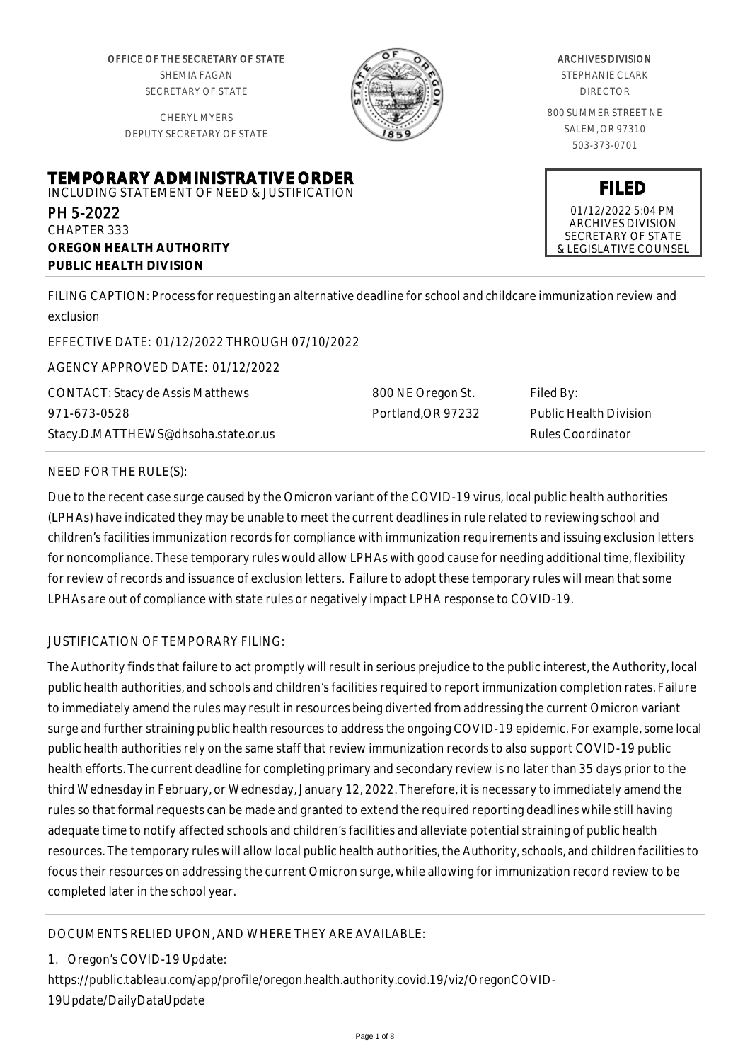OFFICE OF THE SECRETARY STATE
SHEMIA FAGAN
SECRETARY OF STATE

CHERYL MYERS
DEPUTY SECRETARY OF STATE

ARCHIVES DIVISION
STEPHANIE CLARK
DIRECTOR

800 SUMMER STREET NE
SALEM, OR 97310
503-373-0701

# TEMPORARY ADMINISTRATIVE ORDER

INCLUDING STATEMENT OF NEED & JUSTIFICATION

PH 5-2022
CHAPTER 333
**OREGON HEALTH AUTHORITY**
**PUBLIC HEALTH DIVISION**

**FILED**
01/12/2022 5:04 PM
ARCHIVES DIVISION
SECRETARY OF STATE
& LEGISLATIVE COUNSEL

FILING CAPTION: Process for requesting an alternative deadline for school and childcare immunization review and exclusion

EFFECTIVE DATE: 01/12/2022 THROUGH 07/10/2022

AGENCY APPROVED DATE: 01/12/2022

CONTACT: Stacy de Assis Matthews
971-673-0528
Stacy.D.MATTHEWS@dhsoha.state.or.us

800 NE Oregon St.
Portland,OR 97232

Filed By:
Public Health Division
Rules Coordinator

NEED FOR THE RULE(S):

Due to the recent case surge caused by the Omicron variant of the COVID-19 virus, local public health authorities (LPHAs) have indicated they may be unable to meet the current deadlines in rule related to reviewing school and children's facilities immunization records for compliance with immunization requirements and issuing exclusion letters for noncompliance. These temporary rules would allow LPHAs with good cause for needing additional time, flexibility for review of records and issuance of exclusion letters. Failure to adopt these temporary rules will mean that some LPHAs are out of compliance with state rules or negatively impact LPHA response to COVID-19.

JUSTIFICATION OF TEMPORARY FILING:

The Authority finds that failure to act promptly will result in serious prejudice to the public interest, the Authority, local public health authorities, and schools and children's facilities required to report immunization completion rates. Failure to immediately amend the rules may result in resources being diverted from addressing the current Omicron variant surge and further straining public health resources to address the ongoing COVID-19 epidemic. For example, some local public health authorities rely on the same staff that review immunization records to also support COVID-19 public health efforts. The current deadline for completing primary and secondary review is no later than 35 days prior to the third Wednesday in February, or Wednesday, January 12, 2022. Therefore, it is necessary to immediately amend the rules so that formal requests can be made and granted to extend the required reporting deadlines while still having adequate time to notify affected schools and children's facilities and alleviate potential straining of public health resources. The temporary rules will allow local public health authorities, the Authority, schools, and children facilities to focus their resources on addressing the current Omicron surge, while allowing for immunization record review to be completed later in the school year.

DOCUMENTS RELIED UPON, AND WHERE THEY ARE AVAILABLE:

1. Oregon's COVID-19 Update:
https://public.tableau.com/app/profile/oregon.health.authority.covid.19/viz/OregonCOVID-19Update/DailyDataUpdate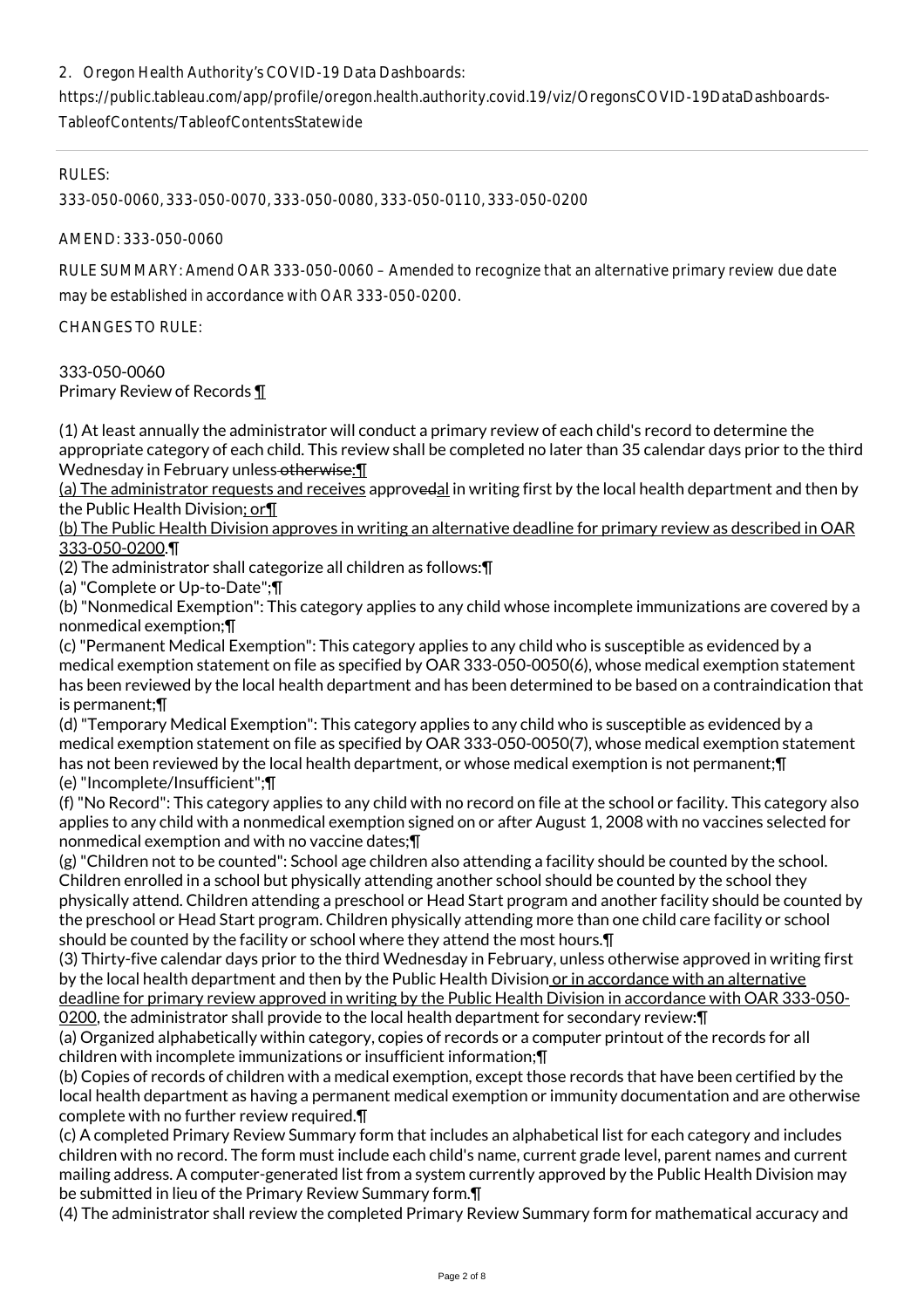2. Oregon Health Authority's COVID-19 Data Dashboards:

https://public.tableau.com/app/profile/oregon.health.authority.covid.19/viz/OregonsCOVID-19DataDashboards-TableofContents/TableofContentsStatewide

RULES:

333-050-0060, 333-050-0070, 333-050-0080, 333-050-0110, 333-050-0200

AMEND: 333-050-0060

RULE SUMMARY: Amend OAR 333-050-0060 – Amended to recognize that an alternative primary review due date may be established in accordance with OAR 333-050-0200.

CHANGES TO RULE:

333-050-0060
Primary Review of Records ¶

(1) At least annually the administrator will conduct a primary review of each child's record to determine the appropriate category of each child. This review shall be completed no later than 35 calendar days prior to the third Wednesday in February unless ~~otherwise~~:¶
(a) The administrator requests and receives approv~~ed~~al in writing first by the local health department and then by the Public Health Division; or¶
(b) The Public Health Division approves in writing an alternative deadline for primary review as described in OAR 333-050-0200.¶
(2) The administrator shall categorize all children as follows:¶
(a) "Complete or Up-to-Date";¶
(b) "Nonmedical Exemption": This category applies to any child whose incomplete immunizations are covered by a nonmedical exemption;¶
(c) "Permanent Medical Exemption": This category applies to any child who is susceptible as evidenced by a medical exemption statement on file as specified by OAR 333-050-0050(6), whose medical exemption statement has been reviewed by the local health department and has been determined to be based on a contraindication that is permanent;¶
(d) "Temporary Medical Exemption": This category applies to any child who is susceptible as evidenced by a medical exemption statement on file as specified by OAR 333-050-0050(7), whose medical exemption statement has not been reviewed by the local health department, or whose medical exemption is not permanent;¶
(e) "Incomplete/Insufficient";¶
(f) "No Record": This category applies to any child with no record on file at the school or facility. This category also applies to any child with a nonmedical exemption signed on or after August 1, 2008 with no vaccines selected for nonmedical exemption and with no vaccine dates;¶
(g) "Children not to be counted": School age children also attending a facility should be counted by the school. Children enrolled in a school but physically attending another school should be counted by the school they physically attend. Children attending a preschool or Head Start program and another facility should be counted by the preschool or Head Start program. Children physically attending more than one child care facility or school should be counted by the facility or school where they attend the most hours.¶
(3) Thirty-five calendar days prior to the third Wednesday in February, unless otherwise approved in writing first by the local health department and then by the Public Health Division or in accordance with an alternative deadline for primary review approved in writing by the Public Health Division in accordance with OAR 333-050-0200, the administrator shall provide to the local health department for secondary review:¶
(a) Organized alphabetically within category, copies of records or a computer printout of the records for all children with incomplete immunizations or insufficient information;¶
(b) Copies of records of children with a medical exemption, except those records that have been certified by the local health department as having a permanent medical exemption or immunity documentation and are otherwise complete with no further review required.¶
(c) A completed Primary Review Summary form that includes an alphabetical list for each category and includes children with no record. The form must include each child's name, current grade level, parent names and current mailing address. A computer-generated list from a system currently approved by the Public Health Division may be submitted in lieu of the Primary Review Summary form.¶
(4) The administrator shall review the completed Primary Review Summary form for mathematical accuracy and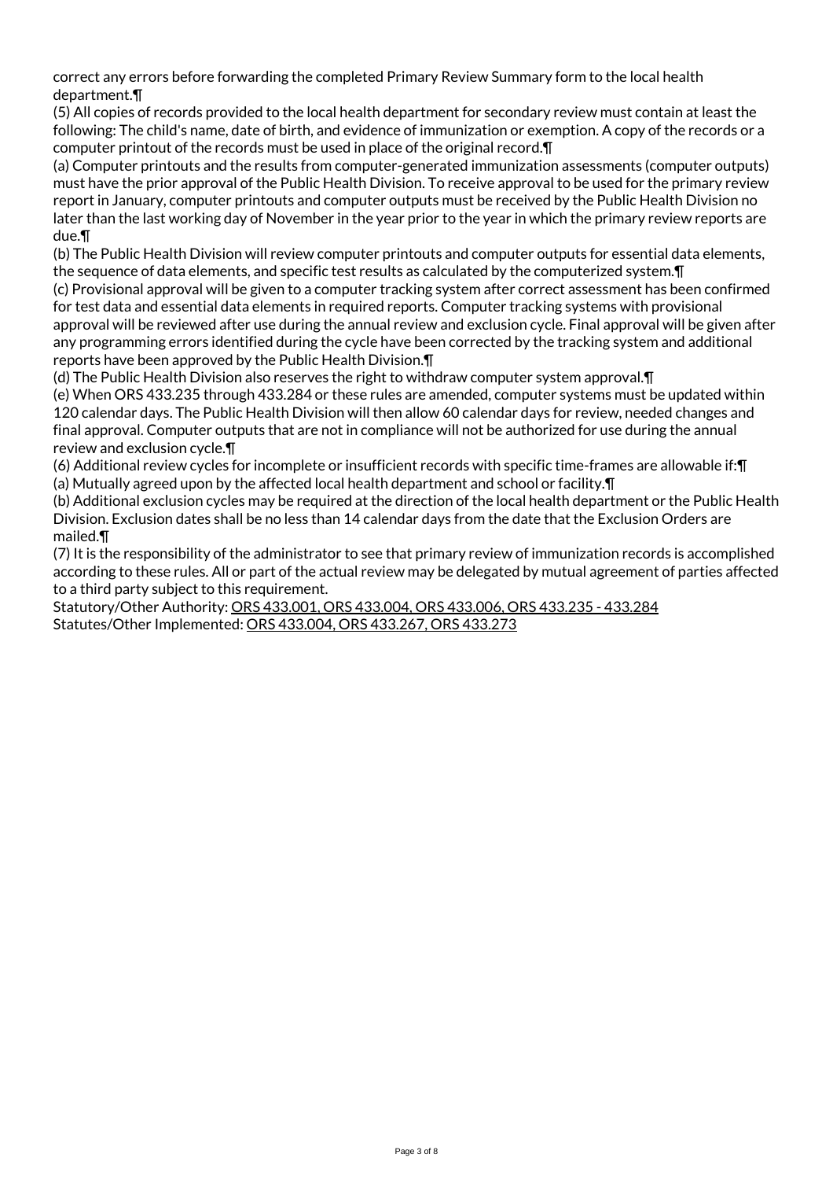correct any errors before forwarding the completed Primary Review Summary form to the local health department.¶

(5) All copies of records provided to the local health department for secondary review must contain at least the following: The child's name, date of birth, and evidence of immunization or exemption. A copy of the records or a computer printout of the records must be used in place of the original record.¶

(a) Computer printouts and the results from computer-generated immunization assessments (computer outputs) must have the prior approval of the Public Health Division. To receive approval to be used for the primary review report in January, computer printouts and computer outputs must be received by the Public Health Division no later than the last working day of November in the year prior to the year in which the primary review reports are due.¶

(b) The Public Health Division will review computer printouts and computer outputs for essential data elements, the sequence of data elements, and specific test results as calculated by the computerized system.¶

(c) Provisional approval will be given to a computer tracking system after correct assessment has been confirmed for test data and essential data elements in required reports. Computer tracking systems with provisional approval will be reviewed after use during the annual review and exclusion cycle. Final approval will be given after any programming errors identified during the cycle have been corrected by the tracking system and additional reports have been approved by the Public Health Division.¶

(d) The Public Health Division also reserves the right to withdraw computer system approval.¶

(e) When ORS 433.235 through 433.284 or these rules are amended, computer systems must be updated within 120 calendar days. The Public Health Division will then allow 60 calendar days for review, needed changes and final approval. Computer outputs that are not in compliance will not be authorized for use during the annual review and exclusion cycle.¶

(6) Additional review cycles for incomplete or insufficient records with specific time-frames are allowable if:¶

(a) Mutually agreed upon by the affected local health department and school or facility.¶

(b) Additional exclusion cycles may be required at the direction of the local health department or the Public Health Division. Exclusion dates shall be no less than 14 calendar days from the date that the Exclusion Orders are mailed.¶

(7) It is the responsibility of the administrator to see that primary review of immunization records is accomplished according to these rules. All or part of the actual review may be delegated by mutual agreement of parties affected to a third party subject to this requirement.

Statutory/Other Authority: ORS 433.001, ORS 433.004, ORS 433.006, ORS 433.235 - 433.284
Statutes/Other Implemented: ORS 433.004, ORS 433.267, ORS 433.273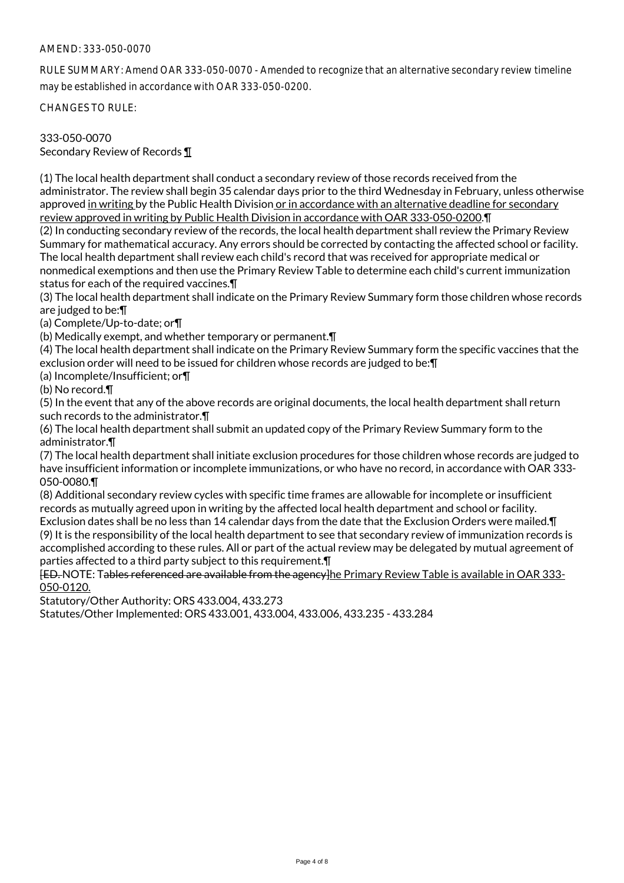AMEND: 333-050-0070

RULE SUMMARY: Amend OAR 333-050-0070 - Amended to recognize that an alternative secondary review timeline may be established in accordance with OAR 333-050-0200.

CHANGES TO RULE:

333-050-0070
Secondary Review of Records ¶

(1) The local health department shall conduct a secondary review of those records received from the administrator. The review shall begin 35 calendar days prior to the third Wednesday in February, unless otherwise approved in writing by the Public Health Division or in accordance with an alternative deadline for secondary review approved in writing by Public Health Division in accordance with OAR 333-050-0200.¶
(2) In conducting secondary review of the records, the local health department shall review the Primary Review Summary for mathematical accuracy. Any errors should be corrected by contacting the affected school or facility. The local health department shall review each child's record that was received for appropriate medical or nonmedical exemptions and then use the Primary Review Table to determine each child's current immunization status for each of the required vaccines.¶
(3) The local health department shall indicate on the Primary Review Summary form those children whose records are judged to be:¶
(a) Complete/Up-to-date; or¶
(b) Medically exempt, and whether temporary or permanent.¶
(4) The local health department shall indicate on the Primary Review Summary form the specific vaccines that the exclusion order will need to be issued for children whose records are judged to be:¶
(a) Incomplete/Insufficient; or¶
(b) No record.¶
(5) In the event that any of the above records are original documents, the local health department shall return such records to the administrator.¶
(6) The local health department shall submit an updated copy of the Primary Review Summary form to the administrator.¶
(7) The local health department shall initiate exclusion procedures for those children whose records are judged to have insufficient information or incomplete immunizations, or who have no record, in accordance with OAR 333-050-0080.¶
(8) Additional secondary review cycles with specific time frames are allowable for incomplete or insufficient records as mutually agreed upon in writing by the affected local health department and school or facility. Exclusion dates shall be no less than 14 calendar days from the date that the Exclusion Orders were mailed.¶
(9) It is the responsibility of the local health department to see that secondary review of immunization records is accomplished according to these rules. All or part of the actual review may be delegated by mutual agreement of parties affected to a third party subject to this requirement.¶
~~[ED.~~ NOTE: T~~ables referenced are available from the agency]~~he Primary Review Table is available in OAR 333-050-0120.

Statutory/Other Authority: ORS 433.004, 433.273
Statutes/Other Implemented: ORS 433.001, 433.004, 433.006, 433.235 - 433.284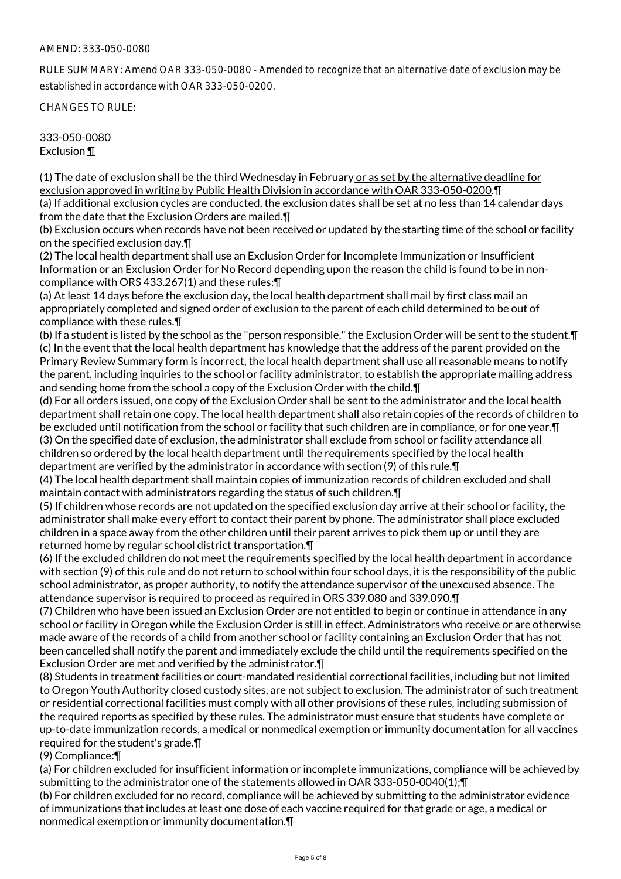AMEND: 333-050-0080

RULE SUMMARY: Amend OAR 333-050-0080 - Amended to recognize that an alternative date of exclusion may be established in accordance with OAR 333-050-0200.

CHANGES TO RULE:

333-050-0080
Exclusion ¶

(1) The date of exclusion shall be the third Wednesday in February or as set by the alternative deadline for exclusion approved in writing by Public Health Division in accordance with OAR 333-050-0200.¶
(a) If additional exclusion cycles are conducted, the exclusion dates shall be set at no less than 14 calendar days from the date that the Exclusion Orders are mailed.¶
(b) Exclusion occurs when records have not been received or updated by the starting time of the school or facility on the specified exclusion day.¶
(2) The local health department shall use an Exclusion Order for Incomplete Immunization or Insufficient Information or an Exclusion Order for No Record depending upon the reason the child is found to be in non-compliance with ORS 433.267(1) and these rules:¶
(a) At least 14 days before the exclusion day, the local health department shall mail by first class mail an appropriately completed and signed order of exclusion to the parent of each child determined to be out of compliance with these rules.¶
(b) If a student is listed by the school as the "person responsible," the Exclusion Order will be sent to the student.¶
(c) In the event that the local health department has knowledge that the address of the parent provided on the Primary Review Summary form is incorrect, the local health department shall use all reasonable means to notify the parent, including inquiries to the school or facility administrator, to establish the appropriate mailing address and sending home from the school a copy of the Exclusion Order with the child.¶
(d) For all orders issued, one copy of the Exclusion Order shall be sent to the administrator and the local health department shall retain one copy. The local health department shall also retain copies of the records of children to be excluded until notification from the school or facility that such children are in compliance, or for one year.¶
(3) On the specified date of exclusion, the administrator shall exclude from school or facility attendance all children so ordered by the local health department until the requirements specified by the local health department are verified by the administrator in accordance with section (9) of this rule.¶
(4) The local health department shall maintain copies of immunization records of children excluded and shall maintain contact with administrators regarding the status of such children.¶
(5) If children whose records are not updated on the specified exclusion day arrive at their school or facility, the administrator shall make every effort to contact their parent by phone. The administrator shall place excluded children in a space away from the other children until their parent arrives to pick them up or until they are returned home by regular school district transportation.¶
(6) If the excluded children do not meet the requirements specified by the local health department in accordance with section (9) of this rule and do not return to school within four school days, it is the responsibility of the public school administrator, as proper authority, to notify the attendance supervisor of the unexcused absence. The attendance supervisor is required to proceed as required in ORS 339.080 and 339.090.¶
(7) Children who have been issued an Exclusion Order are not entitled to begin or continue in attendance in any school or facility in Oregon while the Exclusion Order is still in effect. Administrators who receive or are otherwise made aware of the records of a child from another school or facility containing an Exclusion Order that has not been cancelled shall notify the parent and immediately exclude the child until the requirements specified on the Exclusion Order are met and verified by the administrator.¶
(8) Students in treatment facilities or court-mandated residential correctional facilities, including but not limited to Oregon Youth Authority closed custody sites, are not subject to exclusion. The administrator of such treatment or residential correctional facilities must comply with all other provisions of these rules, including submission of the required reports as specified by these rules. The administrator must ensure that students have complete or up-to-date immunization records, a medical or nonmedical exemption or immunity documentation for all vaccines required for the student's grade.¶
(9) Compliance:¶
(a) For children excluded for insufficient information or incomplete immunizations, compliance will be achieved by submitting to the administrator one of the statements allowed in OAR 333-050-0040(1);¶
(b) For children excluded for no record, compliance will be achieved by submitting to the administrator evidence of immunizations that includes at least one dose of each vaccine required for that grade or age, a medical or nonmedical exemption or immunity documentation.¶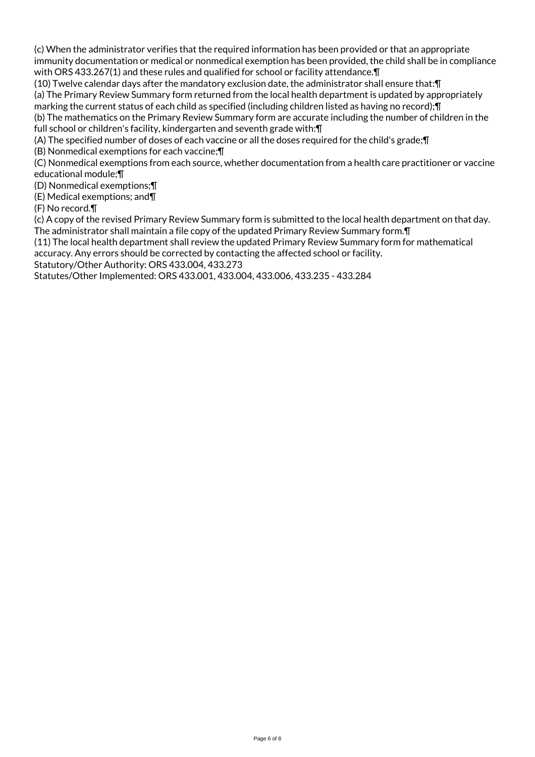(c) When the administrator verifies that the required information has been provided or that an appropriate immunity documentation or medical or nonmedical exemption has been provided, the child shall be in compliance with ORS 433.267(1) and these rules and qualified for school or facility attendance.¶

(10) Twelve calendar days after the mandatory exclusion date, the administrator shall ensure that:¶

(a) The Primary Review Summary form returned from the local health department is updated by appropriately marking the current status of each child as specified (including children listed as having no record);¶

(b) The mathematics on the Primary Review Summary form are accurate including the number of children in the full school or children's facility, kindergarten and seventh grade with:¶

(A) The specified number of doses of each vaccine or all the doses required for the child's grade;¶

(B) Nonmedical exemptions for each vaccine;¶

(C) Nonmedical exemptions from each source, whether documentation from a health care practitioner or vaccine educational module;¶

(D) Nonmedical exemptions;¶

(E) Medical exemptions; and¶

(F) No record.¶

(c) A copy of the revised Primary Review Summary form is submitted to the local health department on that day. The administrator shall maintain a file copy of the updated Primary Review Summary form.¶

(11) The local health department shall review the updated Primary Review Summary form for mathematical accuracy. Any errors should be corrected by contacting the affected school or facility.

Statutory/Other Authority: ORS 433.004, 433.273

Statutes/Other Implemented: ORS 433.001, 433.004, 433.006, 433.235 - 433.284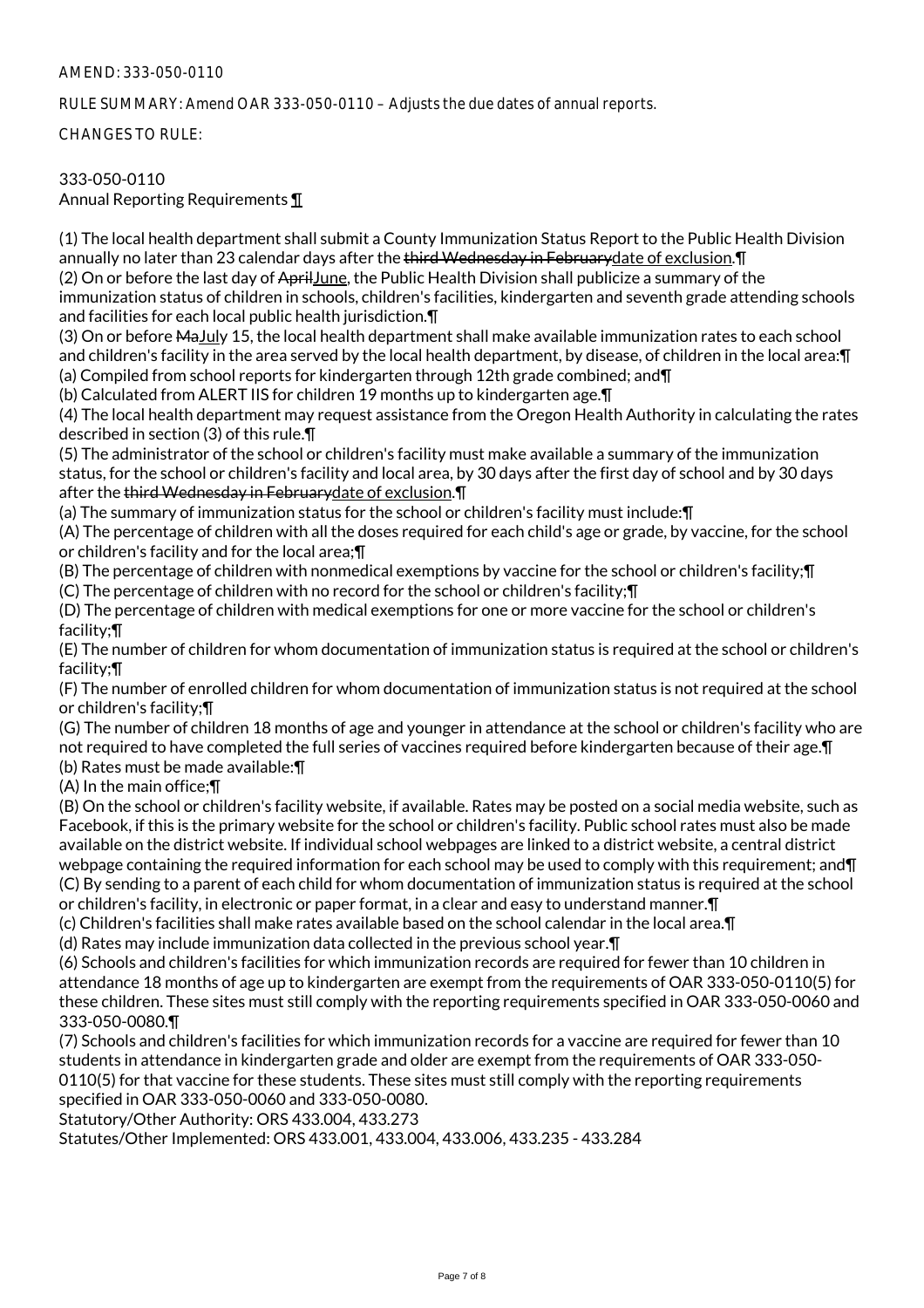AMEND: 333-050-0110

RULE SUMMARY: Amend OAR 333-050-0110 – Adjusts the due dates of annual reports.

CHANGES TO RULE:

333-050-0110
Annual Reporting Requirements ¶

(1) The local health department shall submit a County Immunization Status Report to the Public Health Division annually no later than 23 calendar days after the ~~third Wednesday in February~~date of exclusion.¶
(2) On or before the last day of ~~April~~June, the Public Health Division shall publicize a summary of the immunization status of children in schools, children's facilities, kindergarten and seventh grade attending schools and facilities for each local public health jurisdiction.¶
(3) On or before ~~Ma~~July 15, the local health department shall make available immunization rates to each school and children's facility in the area served by the local health department, by disease, of children in the local area:¶
(a) Compiled from school reports for kindergarten through 12th grade combined; and¶
(b) Calculated from ALERT IIS for children 19 months up to kindergarten age.¶
(4) The local health department may request assistance from the Oregon Health Authority in calculating the rates described in section (3) of this rule.¶
(5) The administrator of the school or children's facility must make available a summary of the immunization status, for the school or children's facility and local area, by 30 days after the first day of school and by 30 days after the ~~third Wednesday in February~~date of exclusion.¶
(a) The summary of immunization status for the school or children's facility must include:¶
(A) The percentage of children with all the doses required for each child's age or grade, by vaccine, for the school or children's facility and for the local area;¶
(B) The percentage of children with nonmedical exemptions by vaccine for the school or children's facility;¶
(C) The percentage of children with no record for the school or children's facility;¶
(D) The percentage of children with medical exemptions for one or more vaccine for the school or children's facility;¶
(E) The number of children for whom documentation of immunization status is required at the school or children's facility;¶
(F) The number of enrolled children for whom documentation of immunization status is not required at the school or children's facility;¶
(G) The number of children 18 months of age and younger in attendance at the school or children's facility who are not required to have completed the full series of vaccines required before kindergarten because of their age.¶
(b) Rates must be made available:¶
(A) In the main office;¶
(B) On the school or children's facility website, if available. Rates may be posted on a social media website, such as Facebook, if this is the primary website for the school or children's facility. Public school rates must also be made available on the district website. If individual school webpages are linked to a district website, a central district webpage containing the required information for each school may be used to comply with this requirement; and¶
(C) By sending to a parent of each child for whom documentation of immunization status is required at the school or children's facility, in electronic or paper format, in a clear and easy to understand manner.¶
(c) Children's facilities shall make rates available based on the school calendar in the local area.¶
(d) Rates may include immunization data collected in the previous school year.¶
(6) Schools and children's facilities for which immunization records are required for fewer than 10 children in attendance 18 months of age up to kindergarten are exempt from the requirements of OAR 333-050-0110(5) for these children. These sites must still comply with the reporting requirements specified in OAR 333-050-0060 and 333-050-0080.¶
(7) Schools and children's facilities for which immunization records for a vaccine are required for fewer than 10 students in attendance in kindergarten grade and older are exempt from the requirements of OAR 333-050-0110(5) for that vaccine for these students. These sites must still comply with the reporting requirements specified in OAR 333-050-0060 and 333-050-0080.
Statutory/Other Authority: ORS 433.004, 433.273
Statutes/Other Implemented: ORS 433.001, 433.004, 433.006, 433.235 - 433.284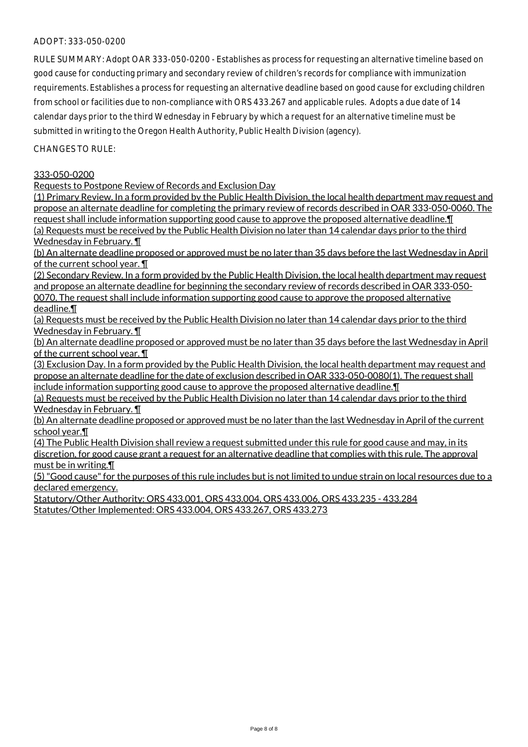ADOPT: 333-050-0200

RULE SUMMARY: Adopt OAR 333-050-0200 - Establishes as process for requesting an alternative timeline based on good cause for conducting primary and secondary review of children's records for compliance with immunization requirements. Establishes a process for requesting an alternative deadline based on good cause for excluding children from school or facilities due to non-compliance with ORS 433.267 and applicable rules. Adopts a due date of 14 calendar days prior to the third Wednesday in February by which a request for an alternative timeline must be submitted in writing to the Oregon Health Authority, Public Health Division (agency).

CHANGES TO RULE:

333-050-0200
Requests to Postpone Review of Records and Exclusion Day
(1) Primary Review. In a form provided by the Public Health Division, the local health department may request and propose an alternate deadline for completing the primary review of records described in OAR 333-050-0060. The request shall include information supporting good cause to approve the proposed alternative deadline.¶
(a) Requests must be received by the Public Health Division no later than 14 calendar days prior to the third Wednesday in February. ¶
(b) An alternate deadline proposed or approved must be no later than 35 days before the last Wednesday in April of the current school year. ¶
(2) Secondary Review. In a form provided by the Public Health Division, the local health department may request and propose an alternate deadline for beginning the secondary review of records described in OAR 333-050-0070. The request shall include information supporting good cause to approve the proposed alternative deadline.¶
(a) Requests must be received by the Public Health Division no later than 14 calendar days prior to the third Wednesday in February. ¶
(b) An alternate deadline proposed or approved must be no later than 35 days before the last Wednesday in April of the current school year. ¶
(3) Exclusion Day. In a form provided by the Public Health Division, the local health department may request and propose an alternate deadline for the date of exclusion described in OAR 333-050-0080(1). The request shall include information supporting good cause to approve the proposed alternative deadline.¶
(a) Requests must be received by the Public Health Division no later than 14 calendar days prior to the third Wednesday in February. ¶
(b) An alternate deadline proposed or approved must be no later than the last Wednesday in April of the current school year.¶
(4) The Public Health Division shall review a request submitted under this rule for good cause and may, in its discretion, for good cause grant a request for an alternative deadline that complies with this rule. The approval must be in writing.¶
(5) "Good cause" for the purposes of this rule includes but is not limited to undue strain on local resources due to a declared emergency.
Statutory/Other Authority: ORS 433.001, ORS 433.004, ORS 433.006, ORS 433.235 - 433.284
Statutes/Other Implemented: ORS 433.004, ORS 433.267, ORS 433.273